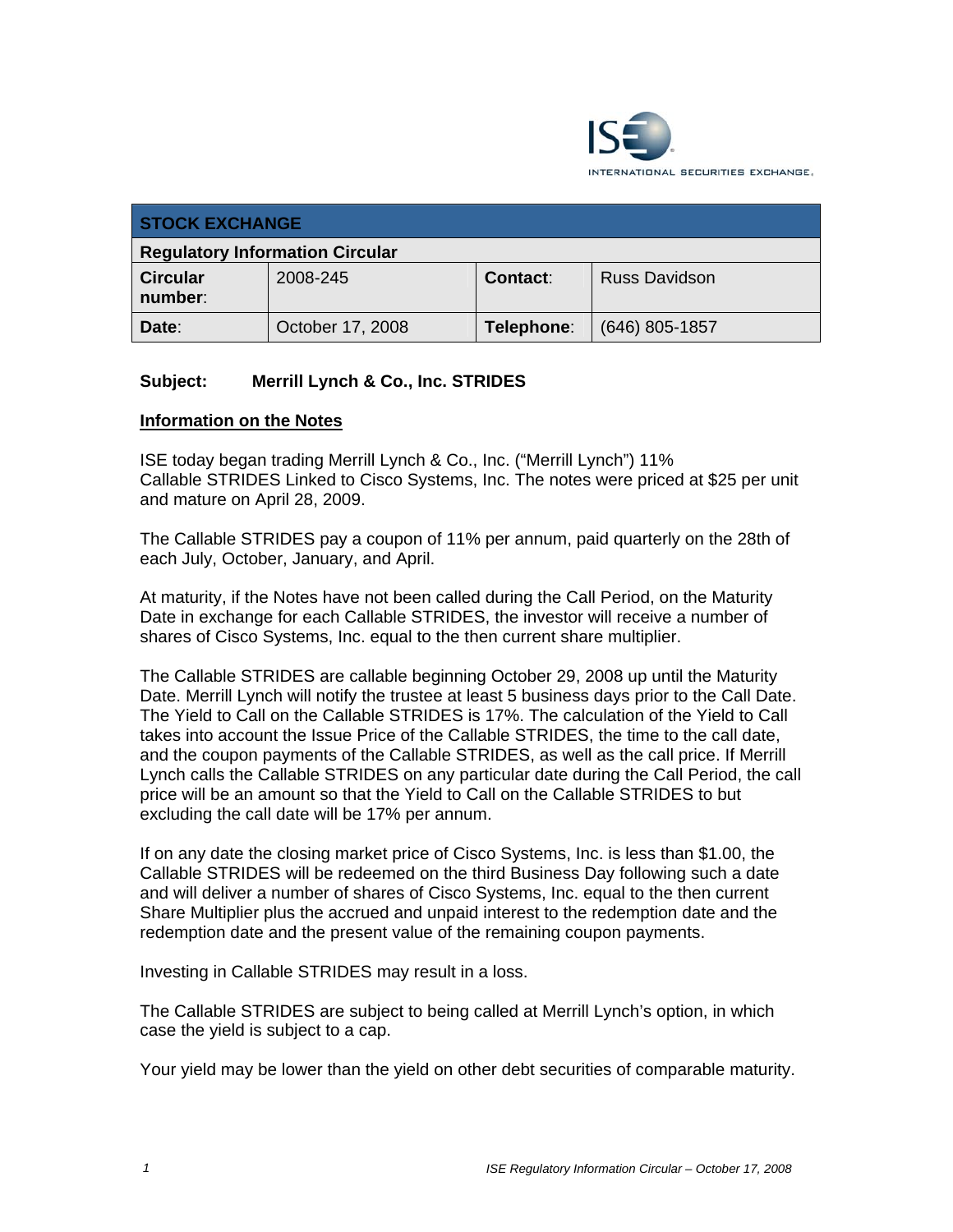ISE INTERNATIONAL SECURITIES EXCHANGE.

| STOCK EXCHANGE | | | |
|---|---|---|---|
| **Regulatory Information Circular** | | | |
| **Circular number**: | 2008-245 | **Contact**: | Russ Davidson |
| **Date**: | October 17, 2008 | **Telephone**: | (646) 805-1857 |

**Subject: Merrill Lynch & Co., Inc. STRIDES**

**Information on the Notes**

ISE today began trading Merrill Lynch & Co., Inc. ("Merrill Lynch") 11% Callable STRIDES Linked to Cisco Systems, Inc. The notes were priced at $25 per unit and mature on April 28, 2009.

The Callable STRIDES pay a coupon of 11% per annum, paid quarterly on the 28th of each July, October, January, and April.

At maturity, if the Notes have not been called during the Call Period, on the Maturity Date in exchange for each Callable STRIDES, the investor will receive a number of shares of Cisco Systems, Inc. equal to the then current share multiplier.

The Callable STRIDES are callable beginning October 29, 2008 up until the Maturity Date. Merrill Lynch will notify the trustee at least 5 business days prior to the Call Date. The Yield to Call on the Callable STRIDES is 17%. The calculation of the Yield to Call takes into account the Issue Price of the Callable STRIDES, the time to the call date, and the coupon payments of the Callable STRIDES, as well as the call price. If Merrill Lynch calls the Callable STRIDES on any particular date during the Call Period, the call price will be an amount so that the Yield to Call on the Callable STRIDES to but excluding the call date will be 17% per annum.

If on any date the closing market price of Cisco Systems, Inc. is less than $1.00, the Callable STRIDES will be redeemed on the third Business Day following such a date and will deliver a number of shares of Cisco Systems, Inc. equal to the then current Share Multiplier plus the accrued and unpaid interest to the redemption date and the redemption date and the present value of the remaining coupon payments.

Investing in Callable STRIDES may result in a loss.

The Callable STRIDES are subject to being called at Merrill Lynch's option, in which case the yield is subject to a cap.

Your yield may be lower than the yield on other debt securities of comparable maturity.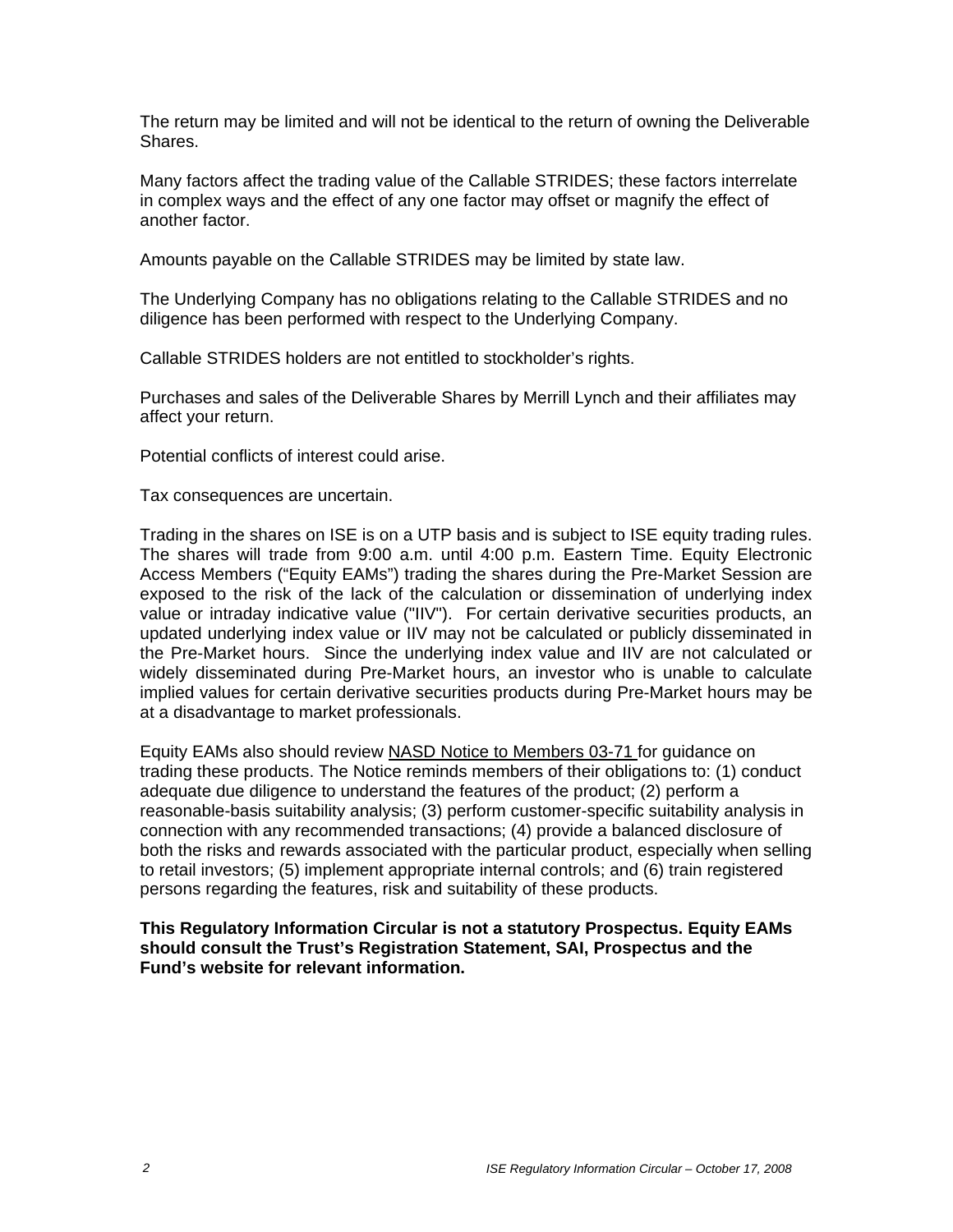The return may be limited and will not be identical to the return of owning the Deliverable Shares.

Many factors affect the trading value of the Callable STRIDES; these factors interrelate in complex ways and the effect of any one factor may offset or magnify the effect of another factor.

Amounts payable on the Callable STRIDES may be limited by state law.

The Underlying Company has no obligations relating to the Callable STRIDES and no diligence has been performed with respect to the Underlying Company.

Callable STRIDES holders are not entitled to stockholder's rights.

Purchases and sales of the Deliverable Shares by Merrill Lynch and their affiliates may affect your return.

Potential conflicts of interest could arise.

Tax consequences are uncertain.

Trading in the shares on ISE is on a UTP basis and is subject to ISE equity trading rules. The shares will trade from 9:00 a.m. until 4:00 p.m. Eastern Time. Equity Electronic Access Members ("Equity EAMs") trading the shares during the Pre-Market Session are exposed to the risk of the lack of the calculation or dissemination of underlying index value or intraday indicative value ("IIV"). For certain derivative securities products, an updated underlying index value or IIV may not be calculated or publicly disseminated in the Pre-Market hours. Since the underlying index value and IIV are not calculated or widely disseminated during Pre-Market hours, an investor who is unable to calculate implied values for certain derivative securities products during Pre-Market hours may be at a disadvantage to market professionals.

Equity EAMs also should review NASD Notice to Members 03-71 for guidance on trading these products. The Notice reminds members of their obligations to: (1) conduct adequate due diligence to understand the features of the product; (2) perform a reasonable-basis suitability analysis; (3) perform customer-specific suitability analysis in connection with any recommended transactions; (4) provide a balanced disclosure of both the risks and rewards associated with the particular product, especially when selling to retail investors; (5) implement appropriate internal controls; and (6) train registered persons regarding the features, risk and suitability of these products.

**This Regulatory Information Circular is not a statutory Prospectus. Equity EAMs should consult the Trust's Registration Statement, SAI, Prospectus and the Fund's website for relevant information.**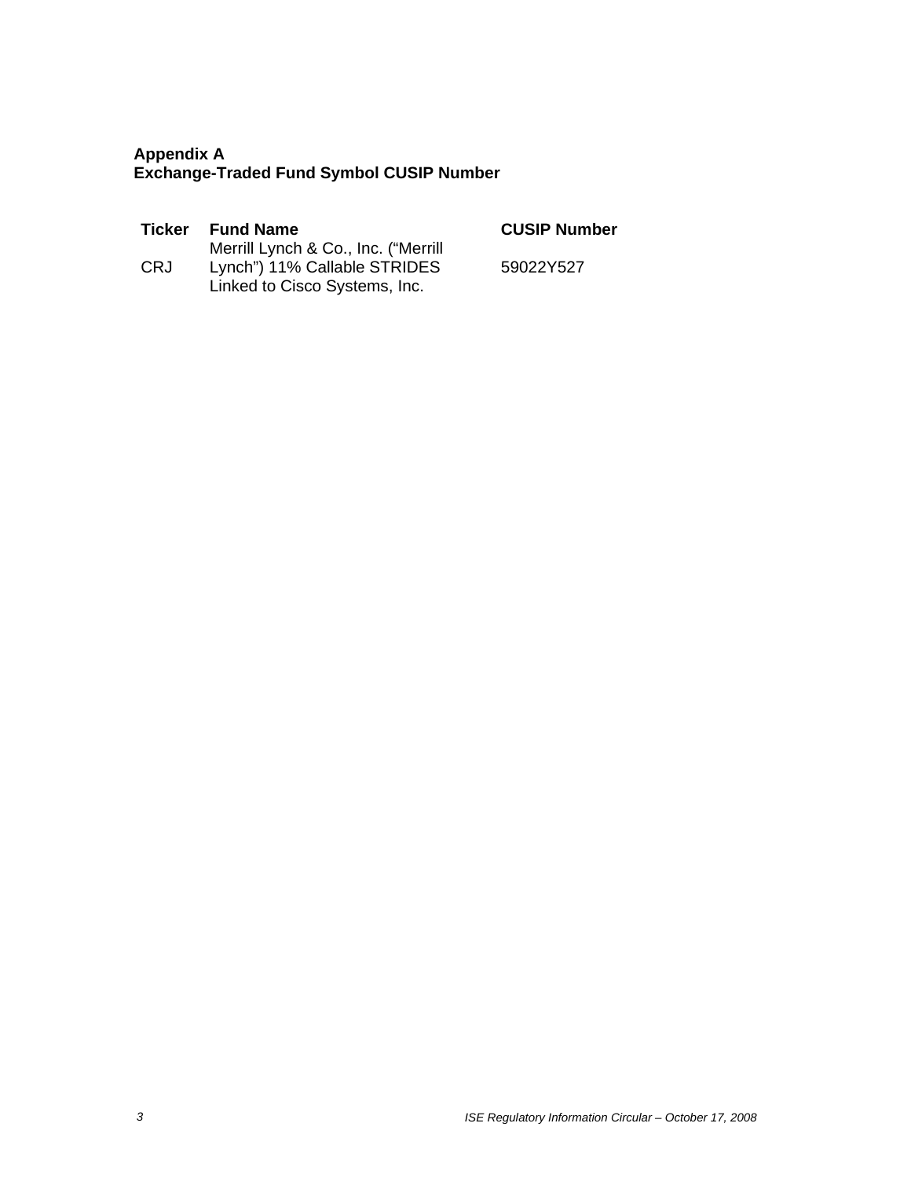**Appendix A**
**Exchange-Traded Fund Symbol CUSIP Number**

| Ticker | Fund Name | CUSIP Number |
|---|---|---|
| CRJ | Merrill Lynch & Co., Inc. (“Merrill Lynch”) 11% Callable STRIDES Linked to Cisco Systems, Inc. | 59022Y527 |